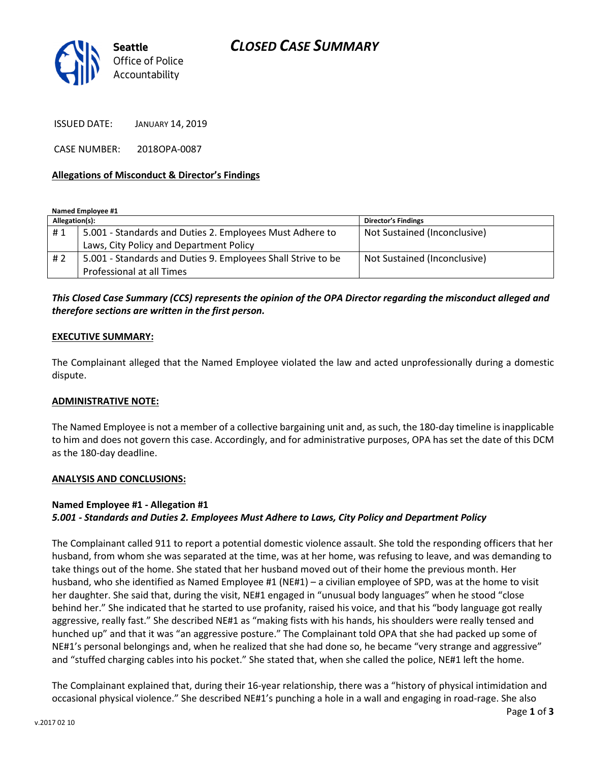# CLOSED CASE SUMMARY

Seattle Office of Police Accountability

ISSUED DATE: JANUARY 14, 2019

CASE NUMBER: 2018OPA-0087

**Allegations of Misconduct & Director's Findings**

**Named Employee #1**

| Allegation(s): | | Director's Findings |
|---|---|---|
| # 1 | 5.001 - Standards and Duties 2. Employees Must Adhere to Laws, City Policy and Department Policy | Not Sustained (Inconclusive) |
| # 2 | 5.001 - Standards and Duties 9. Employees Shall Strive to be Professional at all Times | Not Sustained (Inconclusive) |

***This Closed Case Summary (CCS) represents the opinion of the OPA Director regarding the misconduct alleged and therefore sections are written in the first person.***

**EXECUTIVE SUMMARY:**

The Complainant alleged that the Named Employee violated the law and acted unprofessionally during a domestic dispute.

**ADMINISTRATIVE NOTE:**

The Named Employee is not a member of a collective bargaining unit and, as such, the 180-day timeline is inapplicable to him and does not govern this case. Accordingly, and for administrative purposes, OPA has set the date of this DCM as the 180-day deadline.

**ANALYSIS AND CONCLUSIONS:**

**Named Employee #1 - Allegation #1**
***5.001 - Standards and Duties 2. Employees Must Adhere to Laws, City Policy and Department Policy***

The Complainant called 911 to report a potential domestic violence assault. She told the responding officers that her husband, from whom she was separated at the time, was at her home, was refusing to leave, and was demanding to take things out of the home. She stated that her husband moved out of their home the previous month. Her husband, who she identified as Named Employee #1 (NE#1) – a civilian employee of SPD, was at the home to visit her daughter. She said that, during the visit, NE#1 engaged in "unusual body languages" when he stood "close behind her." She indicated that he started to use profanity, raised his voice, and that his "body language got really aggressive, really fast." She described NE#1 as "making fists with his hands, his shoulders were really tensed and hunched up" and that it was "an aggressive posture." The Complainant told OPA that she had packed up some of NE#1's personal belongings and, when he realized that she had done so, he became "very strange and aggressive" and "stuffed charging cables into his pocket." She stated that, when she called the police, NE#1 left the home.

The Complainant explained that, during their 16-year relationship, there was a "history of physical intimidation and occasional physical violence." She described NE#1's punching a hole in a wall and engaging in road-rage. She also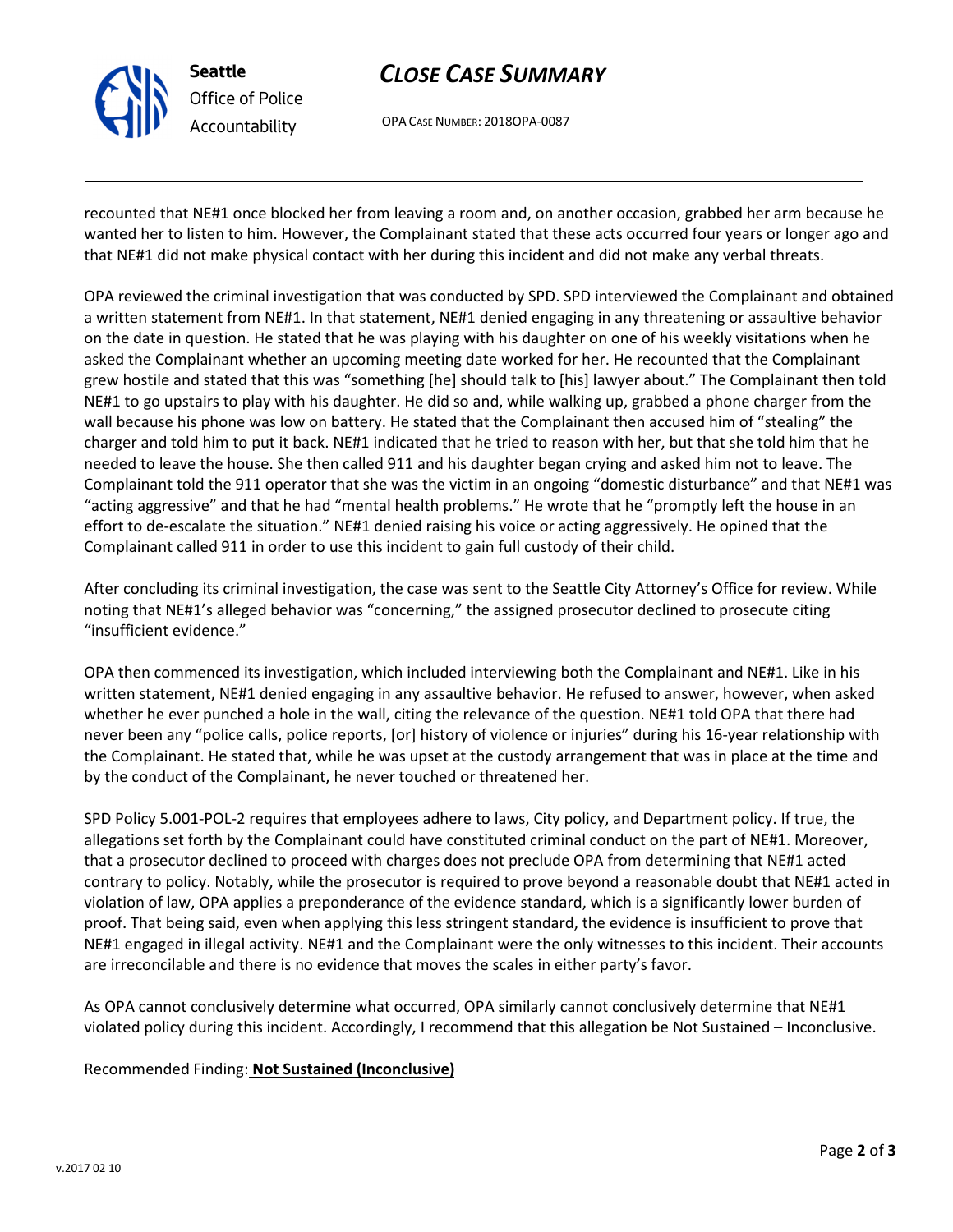recounted that NE#1 once blocked her from leaving a room and, on another occasion, grabbed her arm because he wanted her to listen to him. However, the Complainant stated that these acts occurred four years or longer ago and that NE#1 did not make physical contact with her during this incident and did not make any verbal threats.

OPA reviewed the criminal investigation that was conducted by SPD. SPD interviewed the Complainant and obtained a written statement from NE#1. In that statement, NE#1 denied engaging in any threatening or assaultive behavior on the date in question. He stated that he was playing with his daughter on one of his weekly visitations when he asked the Complainant whether an upcoming meeting date worked for her. He recounted that the Complainant grew hostile and stated that this was "something [he] should talk to [his] lawyer about." The Complainant then told NE#1 to go upstairs to play with his daughter. He did so and, while walking up, grabbed a phone charger from the wall because his phone was low on battery. He stated that the Complainant then accused him of "stealing" the charger and told him to put it back. NE#1 indicated that he tried to reason with her, but that she told him that he needed to leave the house. She then called 911 and his daughter began crying and asked him not to leave. The Complainant told the 911 operator that she was the victim in an ongoing "domestic disturbance" and that NE#1 was "acting aggressive" and that he had "mental health problems." He wrote that he "promptly left the house in an effort to de-escalate the situation." NE#1 denied raising his voice or acting aggressively. He opined that the Complainant called 911 in order to use this incident to gain full custody of their child.

After concluding its criminal investigation, the case was sent to the Seattle City Attorney's Office for review. While noting that NE#1's alleged behavior was "concerning," the assigned prosecutor declined to prosecute citing "insufficient evidence."

OPA then commenced its investigation, which included interviewing both the Complainant and NE#1. Like in his written statement, NE#1 denied engaging in any assaultive behavior. He refused to answer, however, when asked whether he ever punched a hole in the wall, citing the relevance of the question. NE#1 told OPA that there had never been any "police calls, police reports, [or] history of violence or injuries" during his 16-year relationship with the Complainant. He stated that, while he was upset at the custody arrangement that was in place at the time and by the conduct of the Complainant, he never touched or threatened her.

SPD Policy 5.001-POL-2 requires that employees adhere to laws, City policy, and Department policy. If true, the allegations set forth by the Complainant could have constituted criminal conduct on the part of NE#1. Moreover, that a prosecutor declined to proceed with charges does not preclude OPA from determining that NE#1 acted contrary to policy. Notably, while the prosecutor is required to prove beyond a reasonable doubt that NE#1 acted in violation of law, OPA applies a preponderance of the evidence standard, which is a significantly lower burden of proof. That being said, even when applying this less stringent standard, the evidence is insufficient to prove that NE#1 engaged in illegal activity. NE#1 and the Complainant were the only witnesses to this incident. Their accounts are irreconcilable and there is no evidence that moves the scales in either party's favor.

As OPA cannot conclusively determine what occurred, OPA similarly cannot conclusively determine that NE#1 violated policy during this incident. Accordingly, I recommend that this allegation be Not Sustained – Inconclusive.

Recommended Finding: **Not Sustained (Inconclusive)**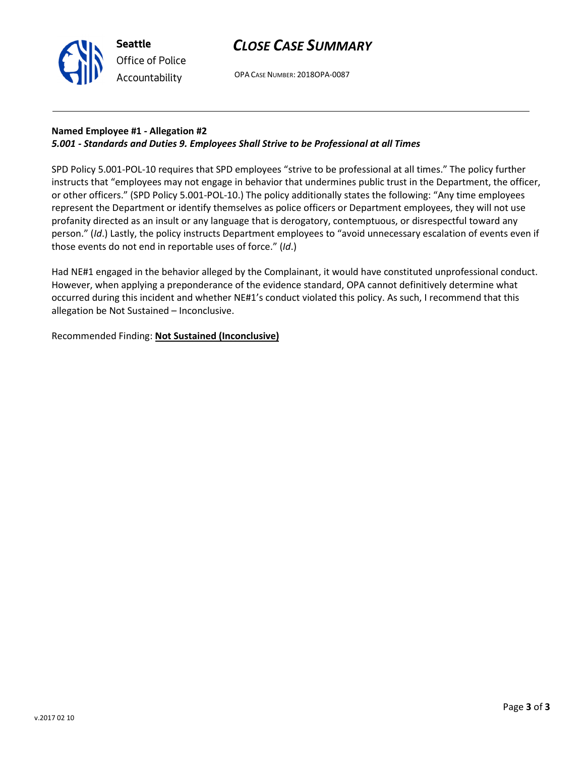**Named Employee #1 - Allegation #2**
***5.001 - Standards and Duties 9. Employees Shall Strive to be Professional at all Times***

SPD Policy 5.001-POL-10 requires that SPD employees "strive to be professional at all times." The policy further instructs that "employees may not engage in behavior that undermines public trust in the Department, the officer, or other officers." (SPD Policy 5.001-POL-10.) The policy additionally states the following: "Any time employees represent the Department or identify themselves as police officers or Department employees, they will not use profanity directed as an insult or any language that is derogatory, contemptuous, or disrespectful toward any person." (*Id*.) Lastly, the policy instructs Department employees to "avoid unnecessary escalation of events even if those events do not end in reportable uses of force." (*Id*.)

Had NE#1 engaged in the behavior alleged by the Complainant, it would have constituted unprofessional conduct. However, when applying a preponderance of the evidence standard, OPA cannot definitively determine what occurred during this incident and whether NE#1's conduct violated this policy. As such, I recommend that this allegation be Not Sustained – Inconclusive.

Recommended Finding: **Not Sustained (Inconclusive)**